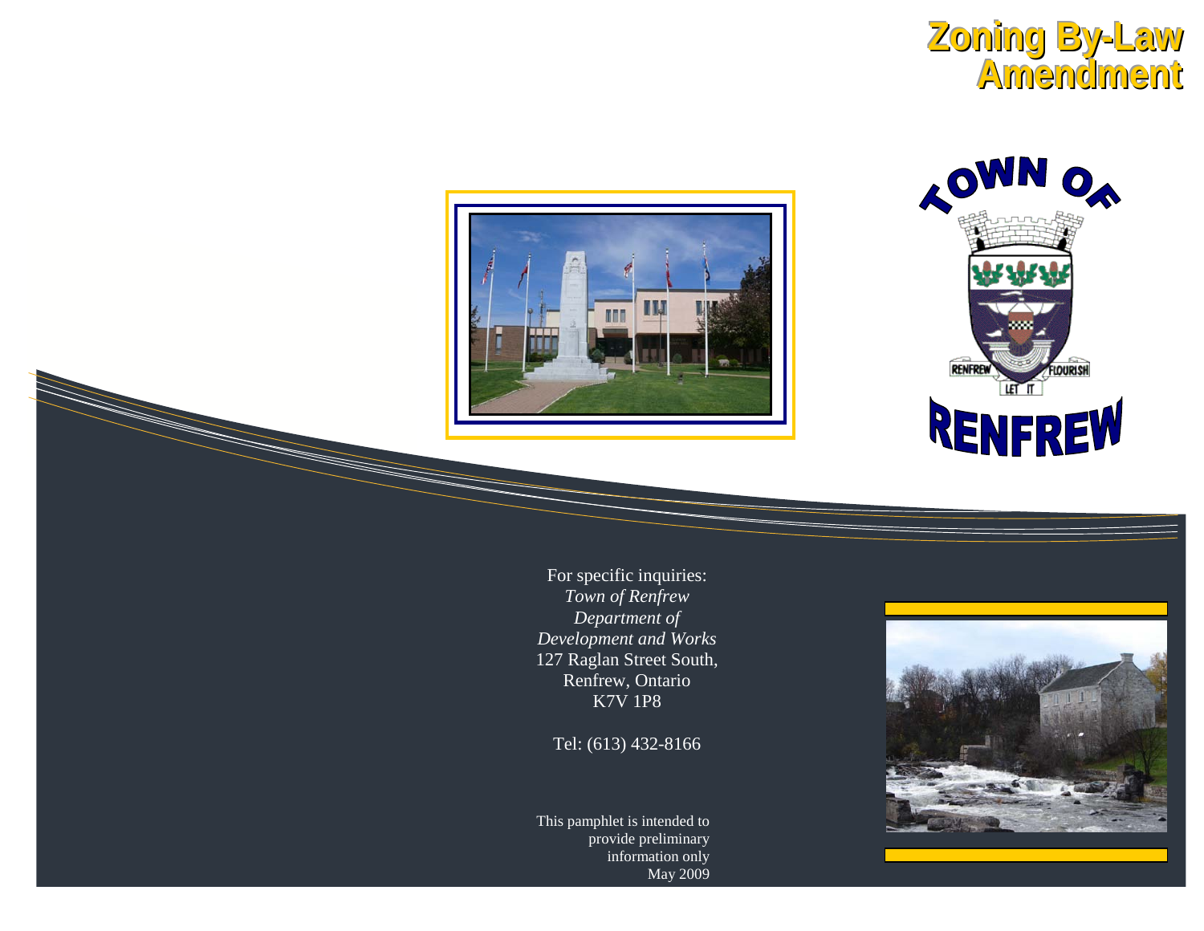# Zoning By-Law Amendment

TOWN OF RENFREW

For specific inquiries:
*Town of Renfrew*
*Department of*
*Development and Works*
127 Raglan Street South,
Renfrew, Ontario
K7V 1P8

Tel: (613) 432-8166

This pamphlet is intended to provide preliminary information only
May 2009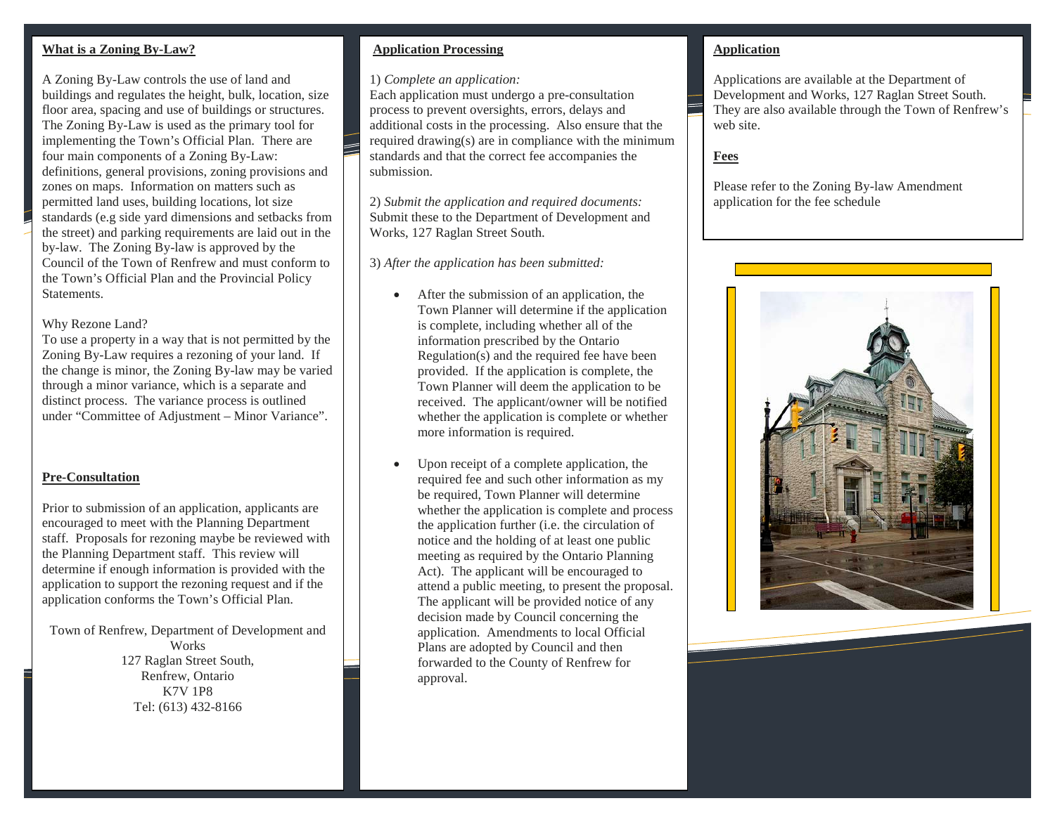## What is a Zoning By-Law?

A Zoning By-Law controls the use of land and buildings and regulates the height, bulk, location, size floor area, spacing and use of buildings or structures. The Zoning By-Law is used as the primary tool for implementing the Town's Official Plan. There are four main components of a Zoning By-Law: definitions, general provisions, zoning provisions and zones on maps. Information on matters such as permitted land uses, building locations, lot size standards (e.g side yard dimensions and setbacks from the street) and parking requirements are laid out in the by-law. The Zoning By-law is approved by the Council of the Town of Renfrew and must conform to the Town's Official Plan and the Provincial Policy Statements.

Why Rezone Land?

To use a property in a way that is not permitted by the Zoning By-Law requires a rezoning of your land. If the change is minor, the Zoning By-law may be varied through a minor variance, which is a separate and distinct process. The variance process is outlined under "Committee of Adjustment – Minor Variance".

## Pre-Consultation

Prior to submission of an application, applicants are encouraged to meet with the Planning Department staff. Proposals for rezoning maybe be reviewed with the Planning Department staff. This review will determine if enough information is provided with the application to support the rezoning request and if the application conforms the Town's Official Plan.

Town of Renfrew, Department of Development and Works
127 Raglan Street South,
Renfrew, Ontario
K7V 1P8
Tel: (613) 432-8166

## Application Processing

1) *Complete an application:*
Each application must undergo a pre-consultation process to prevent oversights, errors, delays and additional costs in the processing. Also ensure that the required drawing(s) are in compliance with the minimum standards and that the correct fee accompanies the submission.

2) *Submit the application and required documents:*
Submit these to the Department of Development and Works, 127 Raglan Street South.

3) *After the application has been submitted:*

- After the submission of an application, the Town Planner will determine if the application is complete, including whether all of the information prescribed by the Ontario Regulation(s) and the required fee have been provided. If the application is complete, the Town Planner will deem the application to be received. The applicant/owner will be notified whether the application is complete or whether more information is required.
- Upon receipt of a complete application, the required fee and such other information as my be required, Town Planner will determine whether the application is complete and process the application further (i.e. the circulation of notice and the holding of at least one public meeting as required by the Ontario Planning Act). The applicant will be encouraged to attend a public meeting, to present the proposal. The applicant will be provided notice of any decision made by Council concerning the application. Amendments to local Official Plans are adopted by Council and then forwarded to the County of Renfrew for approval.

## Application

Applications are available at the Department of Development and Works, 127 Raglan Street South. They are also available through the Town of Renfrew's web site.

## Fees

Please refer to the Zoning By-law Amendment application for the fee schedule